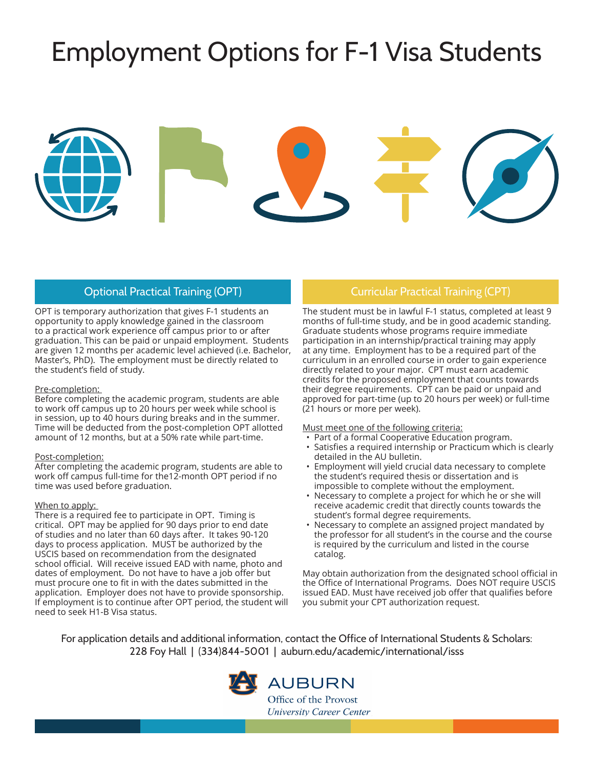# Employment Options for F-1 Visa Students

## Optional Practical Training (OPT)

OPT is temporary authorization that gives F-1 students an opportunity to apply knowledge gained in the classroom to a practical work experience off campus prior to or after graduation. This can be paid or unpaid employment. Students are given 12 months per academic level achieved (i.e. Bachelor, Master's, PhD). The employment must be directly related to the student's field of study.

Pre-completion:
Before completing the academic program, students are able to work off campus up to 20 hours per week while school is in session, up to 40 hours during breaks and in the summer. Time will be deducted from the post-completion OPT allotted amount of 12 months, but at a 50% rate while part-time.

Post-completion:
After completing the academic program, students are able to work off campus full-time for the12-month OPT period if no time was used before graduation.

When to apply:
There is a required fee to participate in OPT. Timing is critical. OPT may be applied for 90 days prior to end date of studies and no later than 60 days after. It takes 90-120 days to process application. MUST be authorized by the USCIS based on recommendation from the designated school official. Will receive issued EAD with name, photo and dates of employment. Do not have to have a job offer but must procure one to fit in with the dates submitted in the application. Employer does not have to provide sponsorship. If employment is to continue after OPT period, the student will need to seek H1-B Visa status.

## Curricular Practical Training (CPT)

The student must be in lawful F-1 status, completed at least 9 months of full-time study, and be in good academic standing. Graduate students whose programs require immediate participation in an internship/practical training may apply at any time. Employment has to be a required part of the curriculum in an enrolled course in order to gain experience directly related to your major. CPT must earn academic credits for the proposed employment that counts towards their degree requirements. CPT can be paid or unpaid and approved for part-time (up to 20 hours per week) or full-time (21 hours or more per week).

Must meet one of the following criteria:

- Part of a formal Cooperative Education program.
- Satisfies a required internship or Practicum which is clearly detailed in the AU bulletin.
- Employment will yield crucial data necessary to complete the student's required thesis or dissertation and is impossible to complete without the employment.
- Necessary to complete a project for which he or she will receive academic credit that directly counts towards the student's formal degree requirements.
- Necessary to complete an assigned project mandated by the professor for all student's in the course and the course is required by the curriculum and listed in the course catalog.

May obtain authorization from the designated school official in the Office of International Programs. Does NOT require USCIS issued EAD. Must have received job offer that qualifies before you submit your CPT authorization request.

For application details and additional information, contact the Office of International Students & Scholars:
228 Foy Hall | (334)844-5001 | auburn.edu/academic/international/isss

AUBURN
Office of the Provost
*University Career Center*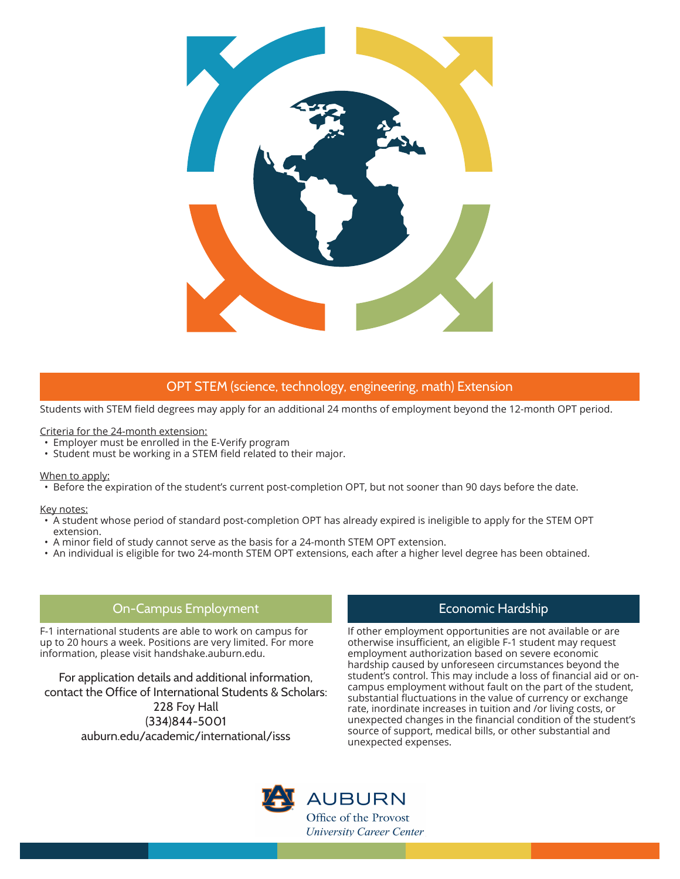## OPT STEM (science, technology, engineering, math) Extension

Students with STEM field degrees may apply for an additional 24 months of employment beyond the 12-month OPT period.

Criteria for the 24-month extension:

- Employer must be enrolled in the E-Verify program
- Student must be working in a STEM field related to their major.

When to apply:

- Before the expiration of the student's current post-completion OPT, but not sooner than 90 days before the date.

Key notes:

- A student whose period of standard post-completion OPT has already expired is ineligible to apply for the STEM OPT extension.
- A minor field of study cannot serve as the basis for a 24-month STEM OPT extension.
- An individual is eligible for two 24-month STEM OPT extensions, each after a higher level degree has been obtained.

## On-Campus Employment

F-1 international students are able to work on campus for up to 20 hours a week. Positions are very limited. For more information, please visit handshake.auburn.edu.

For application details and additional information, contact the Office of International Students & Scholars:
228 Foy Hall
(334)844-5001
auburn.edu/academic/international/isss

## Economic Hardship

If other employment opportunities are not available or are otherwise insufficient, an eligible F-1 student may request employment authorization based on severe economic hardship caused by unforeseen circumstances beyond the student's control. This may include a loss of financial aid or on-campus employment without fault on the part of the student, substantial fluctuations in the value of currency or exchange rate, inordinate increases in tuition and /or living costs, or unexpected changes in the financial condition of the student's source of support, medical bills, or other substantial and unexpected expenses.

AUBURN
Office of the Provost
*University Career Center*